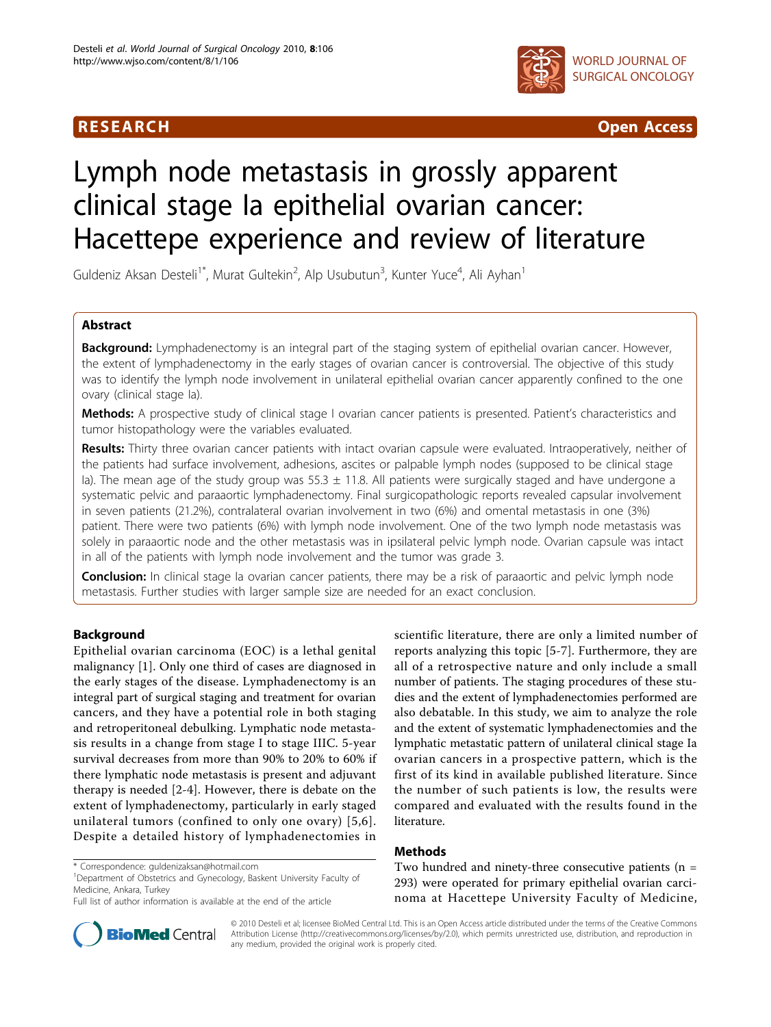# RESEARCH

# Lymph node metastasis in grossly apparent clinical stage Ia epithelial ovarian cancer: Hacettepe experience and review of literature

Guldeniz Aksan Desteli[1*], Murat Gultekin[2], Alp Usubutun[3], Kunter Yuce[4], Ali Ayhan[1]

## Abstract

**Background:** Lymphadenectomy is an integral part of the staging system of epithelial ovarian cancer. However, the extent of lymphadenectomy in the early stages of ovarian cancer is controversial. The objective of this study was to identify the lymph node involvement in unilateral epithelial ovarian cancer apparently confined to the one ovary (clinical stage Ia).

**Methods:** A prospective study of clinical stage I ovarian cancer patients is presented. Patient's characteristics and tumor histopathology were the variables evaluated.

**Results:** Thirty three ovarian cancer patients with intact ovarian capsule were evaluated. Intraoperatively, neither of the patients had surface involvement, adhesions, ascites or palpable lymph nodes (supposed to be clinical stage Ia). The mean age of the study group was 55.3 ± 11.8. All patients were surgically staged and have undergone a systematic pelvic and paraaortic lymphadenectomy. Final surgicopathologic reports revealed capsular involvement in seven patients (21.2%), contralateral ovarian involvement in two (6%) and omental metastasis in one (3%) patient. There were two patients (6%) with lymph node involvement. One of the two lymph node metastasis was solely in paraaortic node and the other metastasis was in ipsilateral pelvic lymph node. Ovarian capsule was intact in all of the patients with lymph node involvement and the tumor was grade 3.

**Conclusion:** In clinical stage Ia ovarian cancer patients, there may be a risk of paraaortic and pelvic lymph node metastasis. Further studies with larger sample size are needed for an exact conclusion.

## Background

Epithelial ovarian carcinoma (EOC) is a lethal genital malignancy [1]. Only one third of cases are diagnosed in the early stages of the disease. Lymphadenectomy is an integral part of surgical staging and treatment for ovarian cancers, and they have a potential role in both staging and retroperitoneal debulking. Lymphatic node metastasis results in a change from stage I to stage IIIC. 5-year survival decreases from more than 90% to 20% to 60% if there lymphatic node metastasis is present and adjuvant therapy is needed [2-4]. However, there is debate on the extent of lymphadenectomy, particularly in early staged unilateral tumors (confined to only one ovary) [5,6]. Despite a detailed history of lymphadenectomies in scientific literature, there are only a limited number of reports analyzing this topic [5-7]. Furthermore, they are all of a retrospective nature and only include a small number of patients. The staging procedures of these studies and the extent of lymphadenectomies performed are also debatable. In this study, we aim to analyze the role and the extent of systematic lymphadenectomies and the lymphatic metastatic pattern of unilateral clinical stage Ia ovarian cancers in a prospective pattern, which is the first of its kind in available published literature. Since the number of such patients is low, the results were compared and evaluated with the results found in the literature.

## Methods

Two hundred and ninety-three consecutive patients (n = 293) were operated for primary epithelial ovarian carcinoma at Hacettepe University Faculty of Medicine,

\* Correspondence: guldenizaksan@hotmail.com
[1]Department of Obstetrics and Gynecology, Baskent University Faculty of Medicine, Ankara, Turkey
Full list of author information is available at the end of the article

© 2010 Desteli et al; licensee BioMed Central Ltd. This is an Open Access article distributed under the terms of the Creative Commons Attribution License (http://creativecommons.org/licenses/by/2.0), which permits unrestricted use, distribution, and reproduction in any medium, provided the original work is properly cited.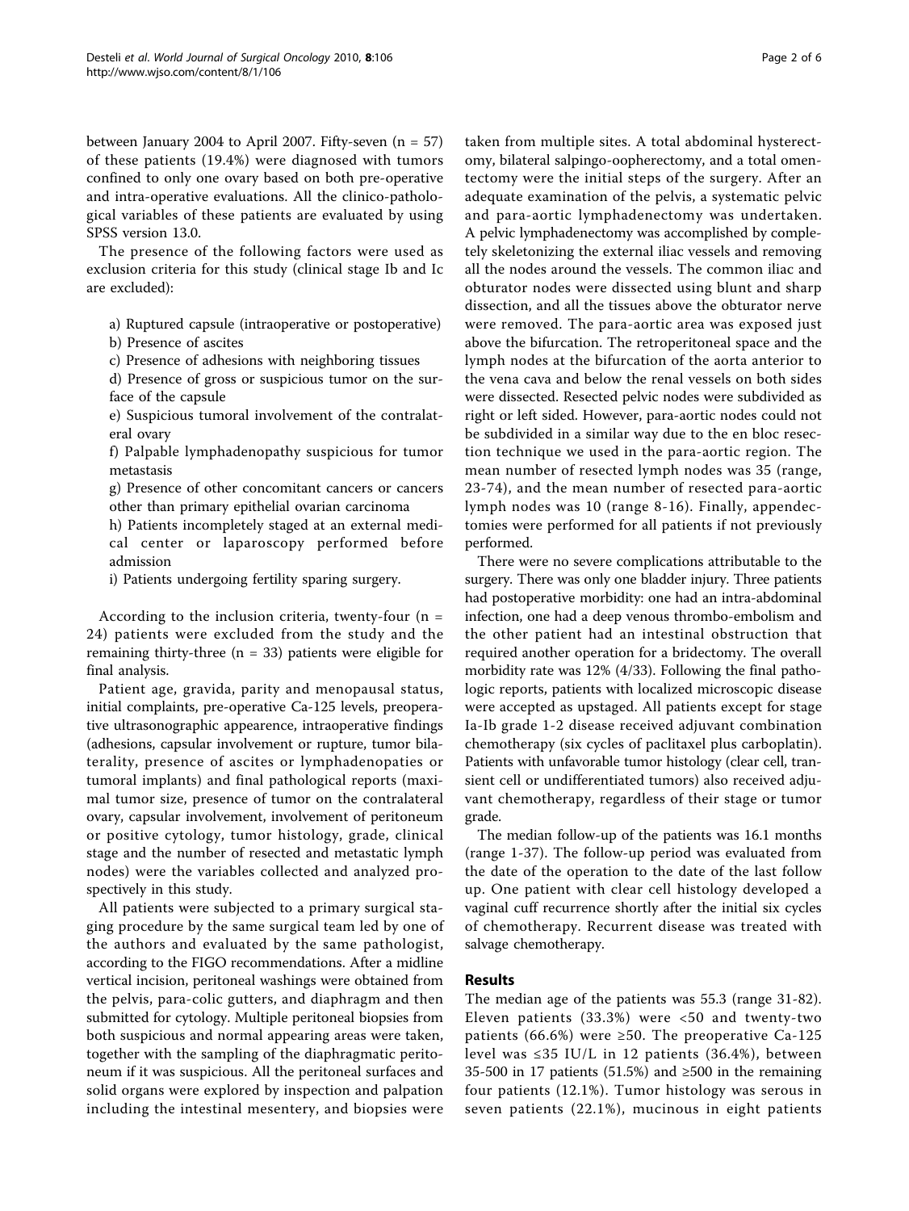between January 2004 to April 2007. Fifty-seven (n = 57) of these patients (19.4%) were diagnosed with tumors confined to only one ovary based on both pre-operative and intra-operative evaluations. All the clinico-pathological variables of these patients are evaluated by using SPSS version 13.0.

The presence of the following factors were used as exclusion criteria for this study (clinical stage Ib and Ic are excluded):

a) Ruptured capsule (intraoperative or postoperative)
b) Presence of ascites
c) Presence of adhesions with neighboring tissues
d) Presence of gross or suspicious tumor on the surface of the capsule
e) Suspicious tumoral involvement of the contralateral ovary
f) Palpable lymphadenopathy suspicious for tumor metastasis
g) Presence of other concomitant cancers or cancers other than primary epithelial ovarian carcinoma
h) Patients incompletely staged at an external medical center or laparoscopy performed before admission
i) Patients undergoing fertility sparing surgery.

According to the inclusion criteria, twenty-four (n = 24) patients were excluded from the study and the remaining thirty-three (n = 33) patients were eligible for final analysis.

Patient age, gravida, parity and menopausal status, initial complaints, pre-operative Ca-125 levels, preoperative ultrasonographic appearence, intraoperative findings (adhesions, capsular involvement or rupture, tumor bilaterality, presence of ascites or lymphadenopaties or tumoral implants) and final pathological reports (maximal tumor size, presence of tumor on the contralateral ovary, capsular involvement, involvement of peritoneum or positive cytology, tumor histology, grade, clinical stage and the number of resected and metastatic lymph nodes) were the variables collected and analyzed prospectively in this study.

All patients were subjected to a primary surgical staging procedure by the same surgical team led by one of the authors and evaluated by the same pathologist, according to the FIGO recommendations. After a midline vertical incision, peritoneal washings were obtained from the pelvis, para-colic gutters, and diaphragm and then submitted for cytology. Multiple peritoneal biopsies from both suspicious and normal appearing areas were taken, together with the sampling of the diaphragmatic peritoneum if it was suspicious. All the peritoneal surfaces and solid organs were explored by inspection and palpation including the intestinal mesentery, and biopsies were taken from multiple sites. A total abdominal hysterectomy, bilateral salpingo-oopherectomy, and a total omentectomy were the initial steps of the surgery. After an adequate examination of the pelvis, a systematic pelvic and para-aortic lymphadenectomy was undertaken. A pelvic lymphadenectomy was accomplished by completely skeletonizing the external iliac vessels and removing all the nodes around the vessels. The common iliac and obturator nodes were dissected using blunt and sharp dissection, and all the tissues above the obturator nerve were removed. The para-aortic area was exposed just above the bifurcation. The retroperitoneal space and the lymph nodes at the bifurcation of the aorta anterior to the vena cava and below the renal vessels on both sides were dissected. Resected pelvic nodes were subdivided as right or left sided. However, para-aortic nodes could not be subdivided in a similar way due to the en bloc resection technique we used in the para-aortic region. The mean number of resected lymph nodes was 35 (range, 23-74), and the mean number of resected para-aortic lymph nodes was 10 (range 8-16). Finally, appendectomies were performed for all patients if not previously performed.

There were no severe complications attributable to the surgery. There was only one bladder injury. Three patients had postoperative morbidity: one had an intra-abdominal infection, one had a deep venous thrombo-embolism and the other patient had an intestinal obstruction that required another operation for a bridectomy. The overall morbidity rate was 12% (4/33). Following the final pathologic reports, patients with localized microscopic disease were accepted as upstaged. All patients except for stage Ia-Ib grade 1-2 disease received adjuvant combination chemotherapy (six cycles of paclitaxel plus carboplatin). Patients with unfavorable tumor histology (clear cell, transient cell or undifferentiated tumors) also received adjuvant chemotherapy, regardless of their stage or tumor grade.

The median follow-up of the patients was 16.1 months (range 1-37). The follow-up period was evaluated from the date of the operation to the date of the last follow up. One patient with clear cell histology developed a vaginal cuff recurrence shortly after the initial six cycles of chemotherapy. Recurrent disease was treated with salvage chemotherapy.

## Results

The median age of the patients was 55.3 (range 31-82). Eleven patients (33.3%) were <50 and twenty-two patients (66.6%) were ≥50. The preoperative Ca-125 level was ≤35 IU/L in 12 patients (36.4%), between 35-500 in 17 patients (51.5%) and ≥500 in the remaining four patients (12.1%). Tumor histology was serous in seven patients (22.1%), mucinous in eight patients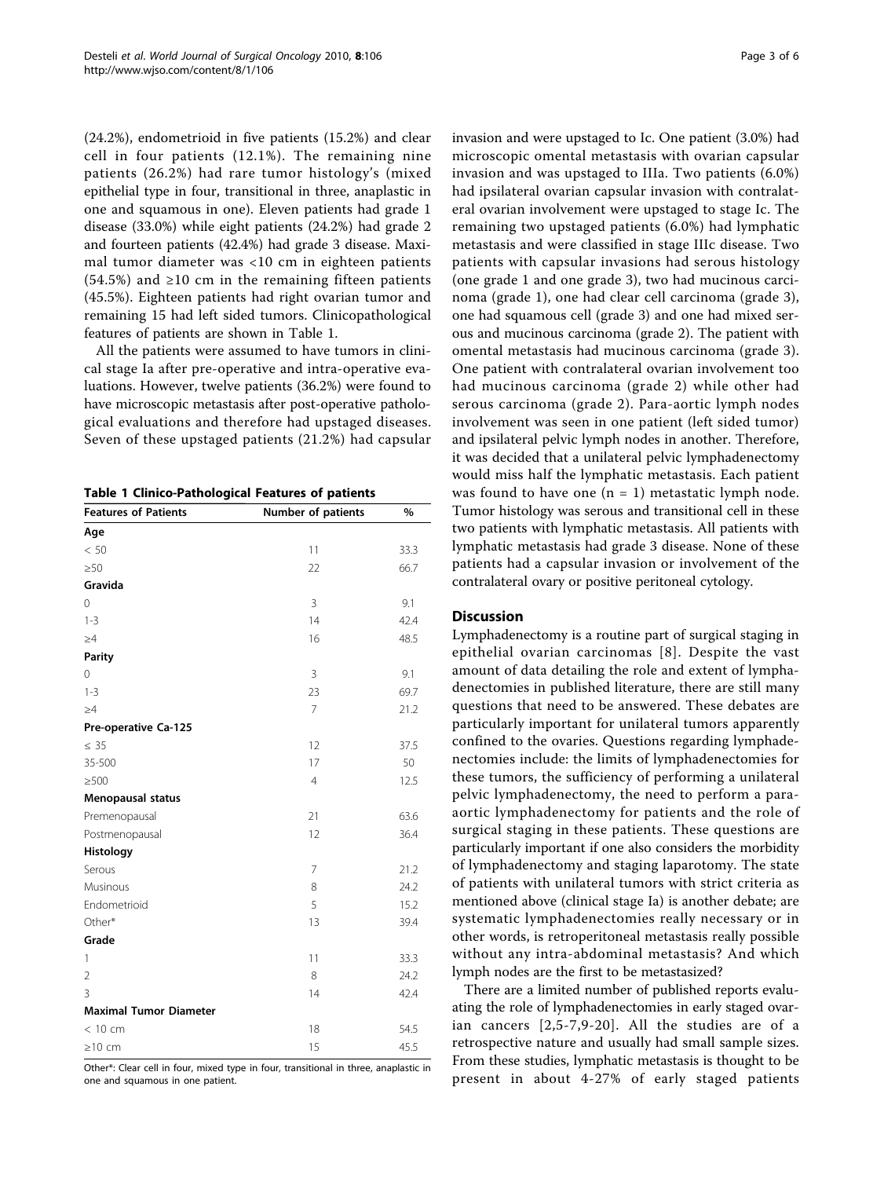(24.2%), endometrioid in five patients (15.2%) and clear cell in four patients (12.1%). The remaining nine patients (26.2%) had rare tumor histology's (mixed epithelial type in four, transitional in three, anaplastic in one and squamous in one). Eleven patients had grade 1 disease (33.0%) while eight patients (24.2%) had grade 2 and fourteen patients (42.4%) had grade 3 disease. Maximal tumor diameter was <10 cm in eighteen patients (54.5%) and ≥10 cm in the remaining fifteen patients (45.5%). Eighteen patients had right ovarian tumor and remaining 15 had left sided tumors. Clinicopathological features of patients are shown in Table 1.

All the patients were assumed to have tumors in clinical stage Ia after pre-operative and intra-operative evaluations. However, twelve patients (36.2%) were found to have microscopic metastasis after post-operative pathological evaluations and therefore had upstaged diseases. Seven of these upstaged patients (21.2%) had capsular invasion and were upstaged to Ic. One patient (3.0%) had microscopic omental metastasis with ovarian capsular invasion and was upstaged to IIIa. Two patients (6.0%) had ipsilateral ovarian capsular invasion with contralateral ovarian involvement were upstaged to stage Ic. The remaining two upstaged patients (6.0%) had lymphatic metastasis and were classified in stage IIIc disease. Two patients with capsular invasions had serous histology (one grade 1 and one grade 3), two had mucinous carcinoma (grade 1), one had clear cell carcinoma (grade 3), one had squamous cell (grade 3) and one had mixed serous and mucinous carcinoma (grade 2). The patient with omental metastasis had mucinous carcinoma (grade 3). One patient with contralateral ovarian involvement too had mucinous carcinoma (grade 2) while other had serous carcinoma (grade 2). Para-aortic lymph nodes involvement was seen in one patient (left sided tumor) and ipsilateral pelvic lymph nodes in another. Therefore, it was decided that a unilateral pelvic lymphadenectomy would miss half the lymphatic metastasis. Each patient was found to have one (n = 1) metastatic lymph node. Tumor histology was serous and transitional cell in these two patients with lymphatic metastasis. All patients with lymphatic metastasis had grade 3 disease. None of these patients had a capsular invasion or involvement of the contralateral ovary or positive peritoneal cytology.

**Table 1 Clinico-Pathological Features of patients**

| Features of Patients | Number of patients | % |
|---|---|---|
| **Age** | | |
| < 50 | 11 | 33.3 |
| ≥50 | 22 | 66.7 |
| **Gravida** | | |
| 0 | 3 | 9.1 |
| 1-3 | 14 | 42.4 |
| ≥4 | 16 | 48.5 |
| **Parity** | | |
| 0 | 3 | 9.1 |
| 1-3 | 23 | 69.7 |
| ≥4 | 7 | 21.2 |
| **Pre-operative Ca-125** | | |
| ≤ 35 | 12 | 37.5 |
| 35-500 | 17 | 50 |
| ≥500 | 4 | 12.5 |
| **Menopausal status** | | |
| Premenopausal | 21 | 63.6 |
| Postmenopausal | 12 | 36.4 |
| **Histology** | | |
| Serous | 7 | 21.2 |
| Musinous | 8 | 24.2 |
| Endometrioid | 5 | 15.2 |
| Other* | 13 | 39.4 |
| **Grade** | | |
| 1 | 11 | 33.3 |
| 2 | 8 | 24.2 |
| 3 | 14 | 42.4 |
| **Maximal Tumor Diameter** | | |
| < 10 cm | 18 | 54.5 |
| ≥10 cm | 15 | 45.5 |

Other*: Clear cell in four, mixed type in four, transitional in three, anaplastic in one and squamous in one patient.

## Discussion

Lymphadenectomy is a routine part of surgical staging in epithelial ovarian carcinomas [8]. Despite the vast amount of data detailing the role and extent of lymphadenectomies in published literature, there are still many questions that need to be answered. These debates are particularly important for unilateral tumors apparently confined to the ovaries. Questions regarding lymphadenectomies include: the limits of lymphadenectomies for these tumors, the sufficiency of performing a unilateral pelvic lymphadenectomy, the need to perform a para-aortic lymphadenectomy for patients and the role of surgical staging in these patients. These questions are particularly important if one also considers the morbidity of lymphadenectomy and staging laparotomy. The state of patients with unilateral tumors with strict criteria as mentioned above (clinical stage Ia) is another debate; are systematic lymphadenectomies really necessary or in other words, is retroperitoneal metastasis really possible without any intra-abdominal metastasis? And which lymph nodes are the first to be metastasized?

There are a limited number of published reports evaluating the role of lymphadenectomies in early staged ovarian cancers [2,5-7,9-20]. All the studies are of a retrospective nature and usually had small sample sizes. From these studies, lymphatic metastasis is thought to be present in about 4-27% of early staged patients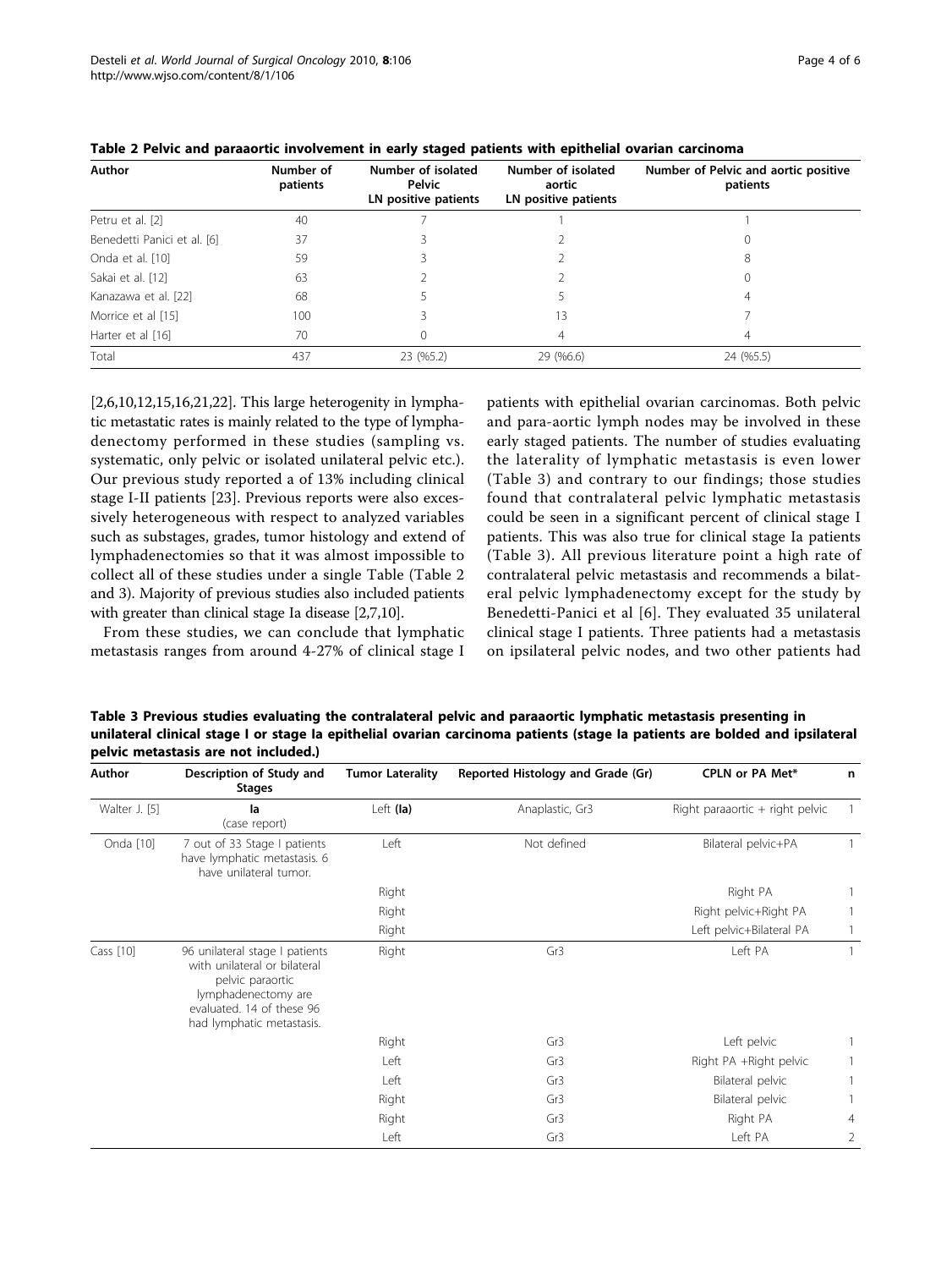**Table 2 Pelvic and paraaortic involvement in early staged patients with epithelial ovarian carcinoma**

| Author | Number of patients | Number of isolated Pelvic LN positive patients | Number of isolated aortic LN positive patients | Number of Pelvic and aortic positive patients |
|---|---|---|---|---|
| Petru et al. [2] | 40 | 7 | 1 | 1 |
| Benedetti Panici et al. [6] | 37 | 3 | 2 | 0 |
| Onda et al. [10] | 59 | 3 | 2 | 8 |
| Sakai et al. [12] | 63 | 2 | 2 | 0 |
| Kanazawa et al. [22] | 68 | 5 | 5 | 4 |
| Morrice et al [15] | 100 | 3 | 13 | 7 |
| Harter et al [16] | 70 | 0 | 4 | 4 |
| Total | 437 | 23 (%5.2) | 29 (%6.6) | 24 (%5.5) |

[2,6,10,12,15,16,21,22]. This large heterogenity in lymphatic metastatic rates is mainly related to the type of lymphadenectomy performed in these studies (sampling vs. systematic, only pelvic or isolated unilateral pelvic etc.). Our previous study reported a of 13% including clinical stage I-II patients [23]. Previous reports were also excessively heterogeneous with respect to analyzed variables such as substages, grades, tumor histology and extend of lymphadenectomies so that it was almost impossible to collect all of these studies under a single Table (Table 2 and 3). Majority of previous studies also included patients with greater than clinical stage Ia disease [2,7,10].

From these studies, we can conclude that lymphatic metastasis ranges from around 4-27% of clinical stage I patients with epithelial ovarian carcinomas. Both pelvic and para-aortic lymph nodes may be involved in these early staged patients. The number of studies evaluating the laterality of lymphatic metastasis is even lower (Table 3) and contrary to our findings; those studies found that contralateral pelvic lymphatic metastasis could be seen in a significant percent of clinical stage I patients. This was also true for clinical stage Ia patients (Table 3). All previous literature point a high rate of contralateral pelvic metastasis and recommends a bilateral pelvic lymphadenectomy except for the study by Benedetti-Panici et al [6]. They evaluated 35 unilateral clinical stage I patients. Three patients had a metastasis on ipsilateral pelvic nodes, and two other patients had

**Table 3 Previous studies evaluating the contralateral pelvic and paraaortic lymphatic metastasis presenting in unilateral clinical stage I or stage Ia epithelial ovarian carcinoma patients (stage Ia patients are bolded and ipsilateral pelvic metastasis are not included.)**

| Author | Description of Study and Stages | Tumor Laterality | Reported Histology and Grade (Gr) | CPLN or PA Met* | n |
|---|---|---|---|---|---|
| Walter J. [5] | **Ia** (case report) | Left **(Ia)** | Anaplastic, Gr3 | Right paraaortic + right pelvic | 1 |
| Onda [10] | 7 out of 33 Stage I patients have lymphatic metastasis. 6 have unilateral tumor. | Left | Not defined | Bilateral pelvic+PA | 1 |
| | | Right | | Right PA | 1 |
| | | Right | | Right pelvic+Right PA | 1 |
| | | Right | | Left pelvic+Bilateral PA | 1 |
| Cass [10] | 96 unilateral stage I patients with unilateral or bilateral pelvic paraortic lymphadenectomy are evaluated. 14 of these 96 had lymphatic metastasis. | Right | Gr3 | Left PA | 1 |
| | | Right | Gr3 | Left pelvic | 1 |
| | | Left | Gr3 | Right PA +Right pelvic | 1 |
| | | Left | Gr3 | Bilateral pelvic | 1 |
| | | Right | Gr3 | Bilateral pelvic | 1 |
| | | Right | Gr3 | Right PA | 4 |
| | | Left | Gr3 | Left PA | 2 |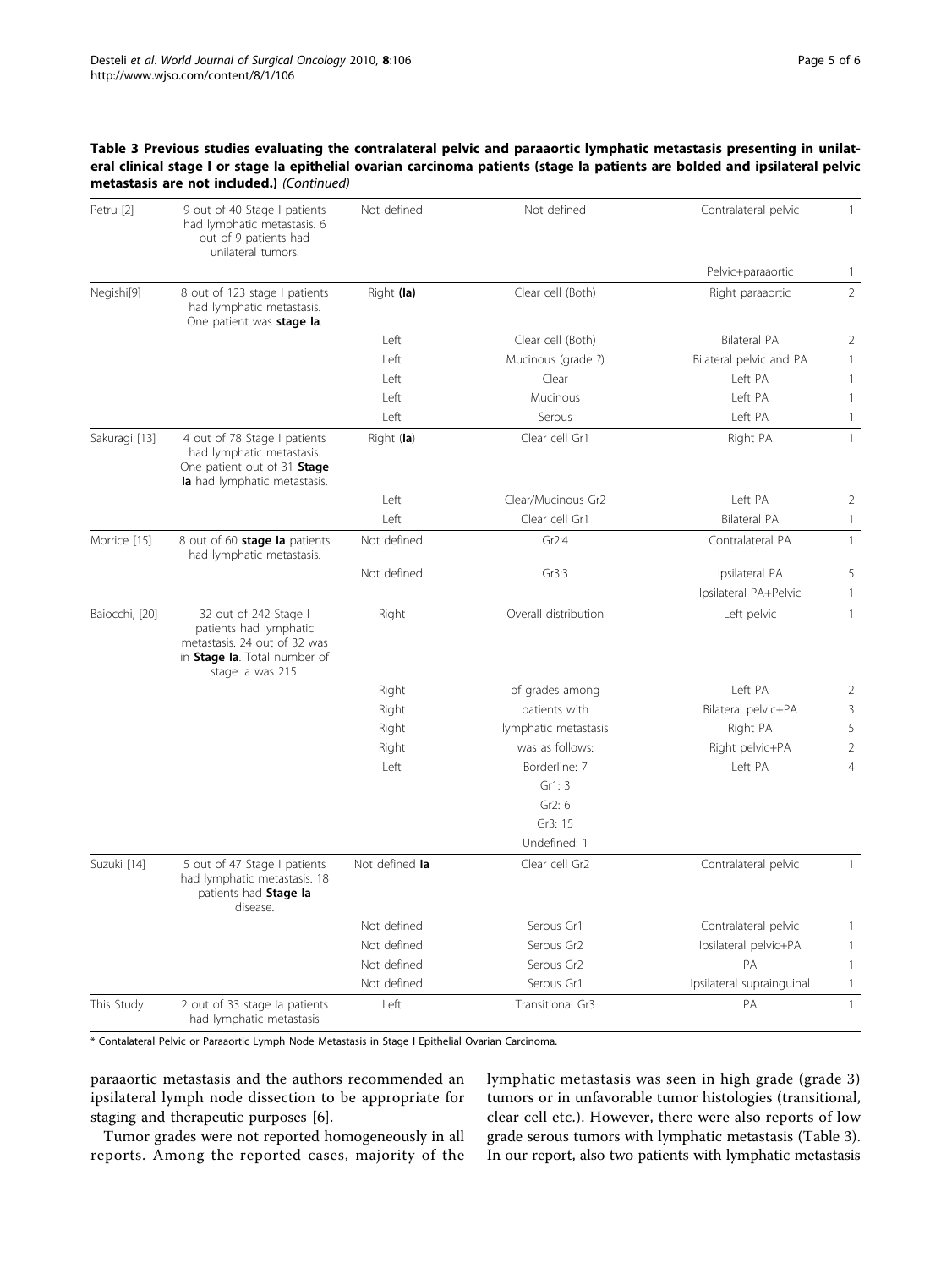**Table 3 Previous studies evaluating the contralateral pelvic and paraaortic lymphatic metastasis presenting in unilateral clinical stage I or stage Ia epithelial ovarian carcinoma patients (stage Ia patients are bolded and ipsilateral pelvic metastasis are not included.)** *(Continued)*

| | | | | | |
|---|---|---|---|---|---|
| Petru [2] | 9 out of 40 Stage I patients had lymphatic metastasis. 6 out of 9 patients had unilateral tumors. | Not defined | Not defined | Contralateral pelvic | 1 |
| | | | | Pelvic+paraaortic | 1 |
| Negishi[9] | 8 out of 123 stage I patients had lymphatic metastasis. One patient was **stage Ia**. | Right **(Ia)** | Clear cell (Both) | Right paraaortic | 2 |
| | | Left | Clear cell (Both) | Bilateral PA | 2 |
| | | Left | Mucinous (grade ?) | Bilateral pelvic and PA | 1 |
| | | Left | Clear | Left PA | 1 |
| | | Left | Mucinous | Left PA | 1 |
| | | Left | Serous | Left PA | 1 |
| Sakuragi [13] | 4 out of 78 Stage I patients had lymphatic metastasis. One patient out of 31 **Stage Ia** had lymphatic metastasis. | Right (**Ia**) | Clear cell Gr1 | Right PA | 1 |
| | | Left | Clear/Mucinous Gr2 | Left PA | 2 |
| | | Left | Clear cell Gr1 | Bilateral PA | 1 |
| Morrice [15] | 8 out of 60 **stage Ia** patients had lymphatic metastasis. | Not defined | Gr2:4 | Contralateral PA | 1 |
| | | Not defined | Gr3:3 | Ipsilateral PA | 5 |
| | | | | Ipsilateral PA+Pelvic | 1 |
| Baiocchi, [20] | 32 out of 242 Stage I patients had lymphatic metastasis. 24 out of 32 was in **Stage Ia**. Total number of stage Ia was 215. | Right | Overall distribution | Left pelvic | 1 |
| | | Right | of grades among | Left PA | 2 |
| | | Right | patients with | Bilateral pelvic+PA | 3 |
| | | Right | lymphatic metastasis | Right PA | 5 |
| | | Right | was as follows: | Right pelvic+PA | 2 |
| | | Left | Borderline: 7 | Left PA | 4 |
| | | | Gr1: 3 | | |
| | | | Gr2: 6 | | |
| | | | Gr3: 15 | | |
| | | | Undefined: 1 | | |
| Suzuki [14] | 5 out of 47 Stage I patients had lymphatic metastasis. 18 patients had **Stage Ia** disease. | Not defined **Ia** | Clear cell Gr2 | Contralateral pelvic | 1 |
| | | Not defined | Serous Gr1 | Contralateral pelvic | 1 |
| | | Not defined | Serous Gr2 | Ipsilateral pelvic+PA | 1 |
| | | Not defined | Serous Gr2 | PA | 1 |
| | | Not defined | Serous Gr1 | Ipsilateral suprainguinal | 1 |
| This Study | 2 out of 33 stage Ia patients had lymphatic metastasis | Left | Transitional Gr3 | PA | 1 |

* Contalateral Pelvic or Paraaortic Lymph Node Metastasis in Stage I Epithelial Ovarian Carcinoma.

paraaortic metastasis and the authors recommended an ipsilateral lymph node dissection to be appropriate for staging and therapeutic purposes [6].

Tumor grades were not reported homogeneously in all reports. Among the reported cases, majority of the lymphatic metastasis was seen in high grade (grade 3) tumors or in unfavorable tumor histologies (transitional, clear cell etc.). However, there were also reports of low grade serous tumors with lymphatic metastasis (Table 3). In our report, also two patients with lymphatic metastasis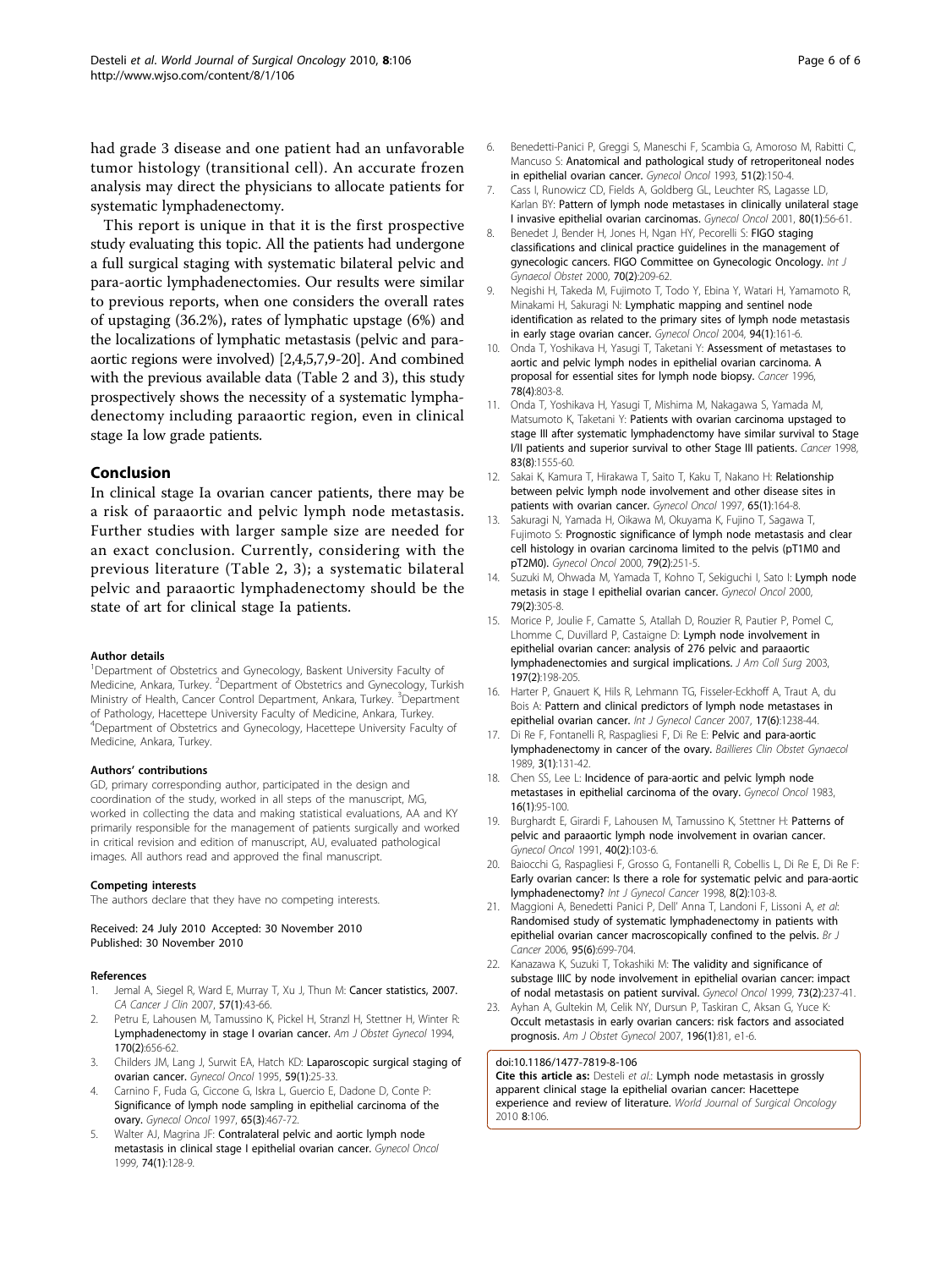had grade 3 disease and one patient had an unfavorable tumor histology (transitional cell). An accurate frozen analysis may direct the physicians to allocate patients for systematic lymphadenectomy.

This report is unique in that it is the first prospective study evaluating this topic. All the patients had undergone a full surgical staging with systematic bilateral pelvic and para-aortic lymphadenectomies. Our results were similar to previous reports, when one considers the overall rates of upstaging (36.2%), rates of lymphatic upstage (6%) and the localizations of lymphatic metastasis (pelvic and para-aortic regions were involved) [2,4,5,7,9-20]. And combined with the previous available data (Table 2 and 3), this study prospectively shows the necessity of a systematic lymphadenectomy including paraaortic region, even in clinical stage Ia low grade patients.

## Conclusion

In clinical stage Ia ovarian cancer patients, there may be a risk of paraaortic and pelvic lymph node metastasis. Further studies with larger sample size are needed for an exact conclusion. Currently, considering with the previous literature (Table 2, 3); a systematic bilateral pelvic and paraaortic lymphadenectomy should be the state of art for clinical stage Ia patients.

#### Author details

[1]Department of Obstetrics and Gynecology, Baskent University Faculty of Medicine, Ankara, Turkey. [2]Department of Obstetrics and Gynecology, Turkish Ministry of Health, Cancer Control Department, Ankara, Turkey. [3]Department of Pathology, Hacettepe University Faculty of Medicine, Ankara, Turkey. [4]Department of Obstetrics and Gynecology, Hacettepe University Faculty of Medicine, Ankara, Turkey.

#### Authors' contributions

GD, primary corresponding author, participated in the design and coordination of the study, worked in all steps of the manuscript, MG, worked in collecting the data and making statistical evaluations, AA and KY primarily responsible for the management of patients surgically and worked in critical revision and edition of manuscript, AU, evaluated pathological images. All authors read and approved the final manuscript.

#### Competing interests

The authors declare that they have no competing interests.

Received: 24 July 2010 Accepted: 30 November 2010
Published: 30 November 2010

#### References

1. Jemal A, Siegel R, Ward E, Murray T, Xu J, Thun M: Cancer statistics, 2007. *CA Cancer J Clin* 2007, 57(1):43-66.
2. Petru E, Lahousen M, Tamussino K, Pickel H, Stranzl H, Stettner H, Winter R: Lymphadenectomy in stage I ovarian cancer. *Am J Obstet Gynecol* 1994, 170(2):656-62.
3. Childers JM, Lang J, Surwit EA, Hatch KD: Laparoscopic surgical staging of ovarian cancer. *Gynecol Oncol* 1995, 59(1):25-33.
4. Carnino F, Fuda G, Ciccone G, Iskra L, Guercio E, Dadone D, Conte P: Significance of lymph node sampling in epithelial carcinoma of the ovary. *Gynecol Oncol* 1997, 65(3):467-72.
5. Walter AJ, Magrina JF: Contralateral pelvic and aortic lymph node metastasis in clinical stage I epithelial ovarian cancer. *Gynecol Oncol* 1999, 74(1):128-9.
6. Benedetti-Panici P, Greggi S, Maneschi F, Scambia G, Amoroso M, Rabitti C, Mancuso S: Anatomical and pathological study of retroperitoneal nodes in epithelial ovarian cancer. *Gynecol Oncol* 1993, 51(2):150-4.
7. Cass I, Runowicz CD, Fields A, Goldberg GL, Leuchter RS, Lagasse LD, Karlan BY: Pattern of lymph node metastases in clinically unilateral stage I invasive epithelial ovarian carcinomas. *Gynecol Oncol* 2001, 80(1):56-61.
8. Benedet J, Bender H, Jones H, Ngan HY, Pecorelli S: FIGO staging classifications and clinical practice guidelines in the management of gynecologic cancers. FIGO Committee on Gynecologic Oncology. *Int J Gynaecol Obstet* 2000, 70(2):209-62.
9. Negishi H, Takeda M, Fujimoto T, Todo Y, Ebina Y, Watari H, Yamamoto R, Minakami H, Sakuragi N: Lymphatic mapping and sentinel node identification as related to the primary sites of lymph node metastasis in early stage ovarian cancer. *Gynecol Oncol* 2004, 94(1):161-6.
10. Onda T, Yoshikava H, Yasugi T, Taketani Y: Assessment of metastases to aortic and pelvic lymph nodes in epithelial ovarian carcinoma. A proposal for essential sites for lymph node biopsy. *Cancer* 1996, 78(4):803-8.
11. Onda T, Yoshikava H, Yasugi T, Mishima M, Nakagawa S, Yamada M, Matsumoto K, Taketani Y: Patients with ovarian carcinoma upstaged to stage III after systematic lymphadenctomy have similar survival to Stage I/II patients and superior survival to other Stage III patients. *Cancer* 1998, 83(8):1555-60.
12. Sakai K, Kamura T, Hirakawa T, Saito T, Kaku T, Nakano H: Relationship between pelvic lymph node involvement and other disease sites in patients with ovarian cancer. *Gynecol Oncol* 1997, 65(1):164-8.
13. Sakuragi N, Yamada H, Oikawa M, Okuyama K, Fujino T, Sagawa T, Fujimoto S: Prognostic significance of lymph node metastasis and clear cell histology in ovarian carcinoma limited to the pelvis (pT1M0 and pT2M0). *Gynecol Oncol* 2000, 79(2):251-5.
14. Suzuki M, Ohwada M, Yamada T, Kohno T, Sekiguchi I, Sato I: Lymph node metasis in stage I epithelial ovarian cancer. *Gynecol Oncol* 2000, 79(2):305-8.
15. Morice P, Joulie F, Camatte S, Atallah D, Rouzier R, Pautier P, Pomel C, Lhomme C, Duvillard P, Castaigne D: Lymph node involvement in epithelial ovarian cancer: analysis of 276 pelvic and paraaortic lymphadenectomies and surgical implications. *J Am Coll Surg* 2003, 197(2):198-205.
16. Harter P, Gnauert K, Hils R, Lehmann TG, Fisseler-Eckhoff A, Traut A, du Bois A: Pattern and clinical predictors of lymph node metastases in epithelial ovarian cancer. *Int J Gynecol Cancer* 2007, 17(6):1238-44.
17. Di Re F, Fontanelli R, Raspagliesi F, Di Re E: Pelvic and para-aortic lymphadenectomy in cancer of the ovary. *Baillieres Clin Obstet Gynaecol* 1989, 3(1):131-42.
18. Chen SS, Lee L: Incidence of para-aortic and pelvic lymph node metastases in epithelial carcinoma of the ovary. *Gynecol Oncol* 1983, 16(1):95-100.
19. Burghardt E, Girardi F, Lahousen M, Tamussino K, Stettner H: Patterns of pelvic and paraaortic lymph node involvement in ovarian cancer. *Gynecol Oncol* 1991, 40(2):103-6.
20. Baiocchi G, Raspagliesi F, Grosso G, Fontanelli R, Cobellis L, Di Re E, Di Re F: Early ovarian cancer: Is there a role for systematic pelvic and para-aortic lymphadenectomy? *Int J Gynecol Cancer* 1998, 8(2):103-8.
21. Maggioni A, Benedetti Panici P, Dell' Anna T, Landoni F, Lissoni A, *et al*: Randomised study of systematic lymphadenectomy in patients with epithelial ovarian cancer macroscopically confined to the pelvis. *Br J Cancer* 2006, 95(6):699-704.
22. Kanazawa K, Suzuki T, Tokashiki M: The validity and significance of substage IIIC by node involvement in epithelial ovarian cancer: impact of nodal metastasis on patient survival. *Gynecol Oncol* 1999, 73(2):237-41.
23. Ayhan A, Gultekin M, Celik NY, Dursun P, Taskiran C, Aksan G, Yuce K: Occult metastasis in early ovarian cancers: risk factors and associated prognosis. *Am J Obstet Gynecol* 2007, 196(1):81, e1-6.

doi:10.1186/1477-7819-8-106

**Cite this article as:** Desteli *et al.*: Lymph node metastasis in grossly apparent clinical stage Ia epithelial ovarian cancer: Hacettepe experience and review of literature. *World Journal of Surgical Oncology* 2010 8:106.